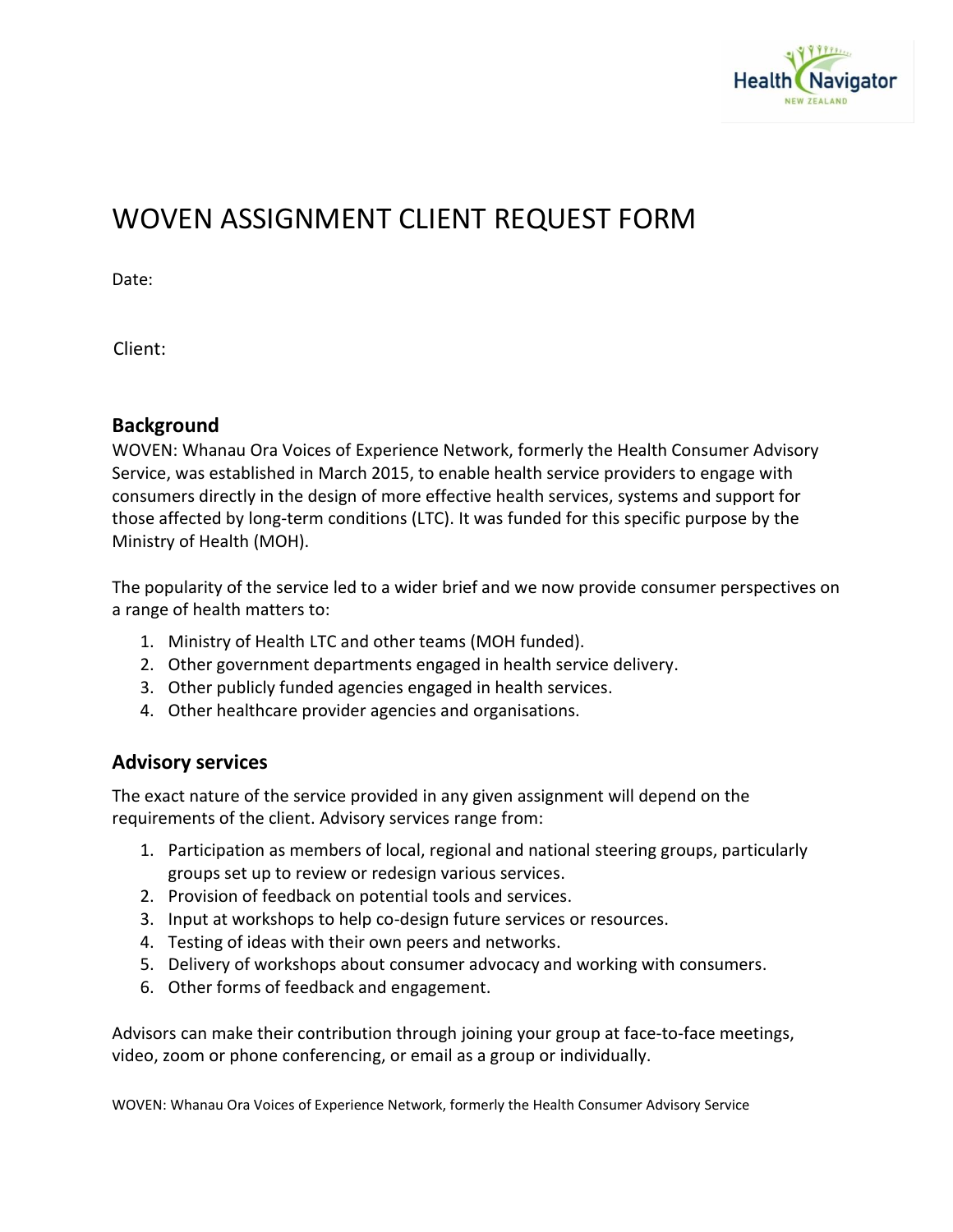# WOVEN ASSIGNMENT CLIENT REQUEST FORM

Date:

Client:

## Background

WOVEN: Whanau Ora Voices of Experience Network, formerly the Health Consumer Advisory Service, was established in March 2015, to enable health service providers to engage with consumers directly in the design of more effective health services, systems and support for those affected by long-term conditions (LTC). It was funded for this specific purpose by the Ministry of Health (MOH).

The popularity of the service led to a wider brief and we now provide consumer perspectives on a range of health matters to:

1. Ministry of Health LTC and other teams (MOH funded).
2. Other government departments engaged in health service delivery.
3. Other publicly funded agencies engaged in health services.
4. Other healthcare provider agencies and organisations.

## Advisory services

The exact nature of the service provided in any given assignment will depend on the requirements of the client. Advisory services range from:

1. Participation as members of local, regional and national steering groups, particularly groups set up to review or redesign various services.
2. Provision of feedback on potential tools and services.
3. Input at workshops to help co-design future services or resources.
4. Testing of ideas with their own peers and networks.
5. Delivery of workshops about consumer advocacy and working with consumers.
6. Other forms of feedback and engagement.

Advisors can make their contribution through joining your group at face-to-face meetings, video, zoom or phone conferencing, or email as a group or individually.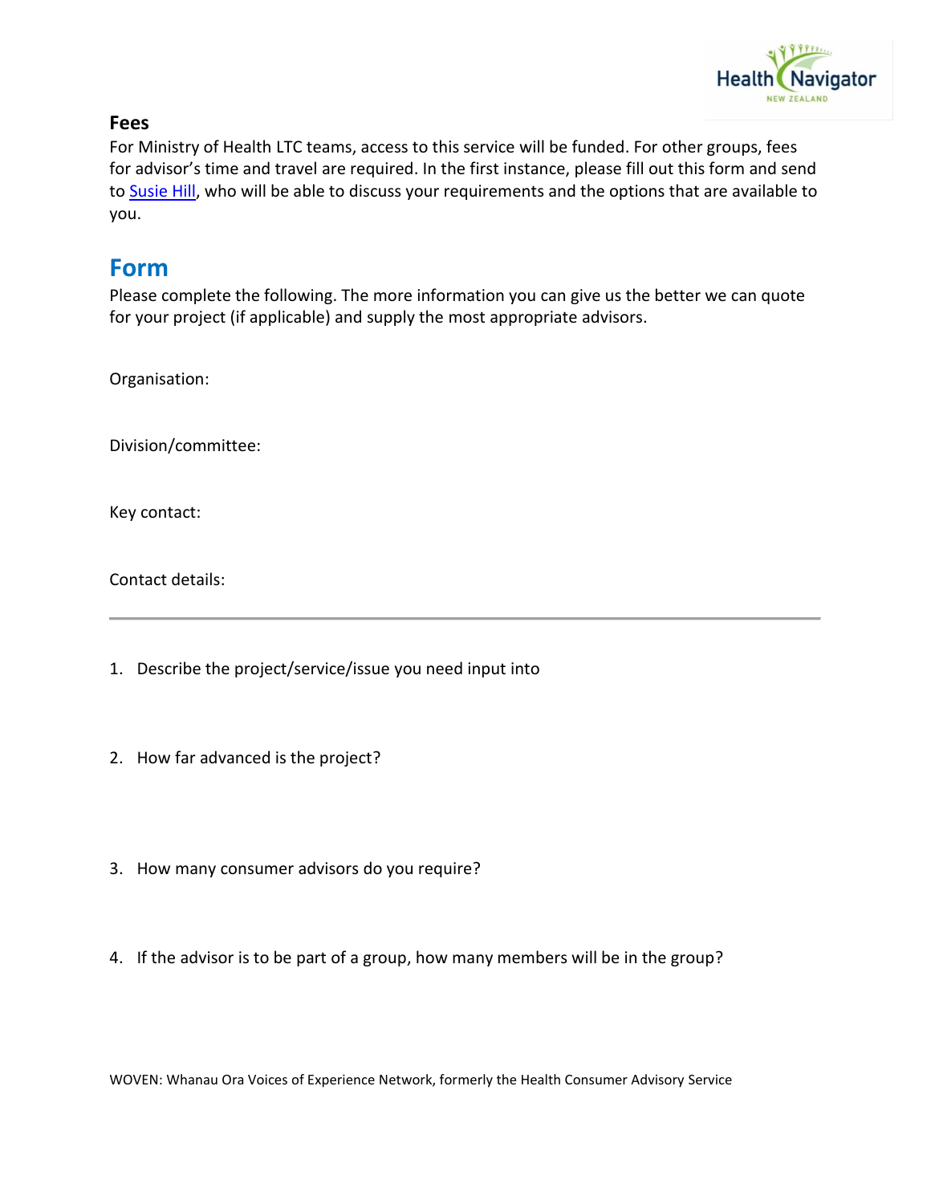**Fees**

For Ministry of Health LTC teams, access to this service will be funded. For other groups, fees for advisor's time and travel are required. In the first instance, please fill out this form and send to Susie Hill, who will be able to discuss your requirements and the options that are available to you.

## Form

Please complete the following. The more information you can give us the better we can quote for your project (if applicable) and supply the most appropriate advisors.

Organisation:

Division/committee:

Key contact:

Contact details:

---

1. Describe the project/service/issue you need input into

2. How far advanced is the project?

3. How many consumer advisors do you require?

4. If the advisor is to be part of a group, how many members will be in the group?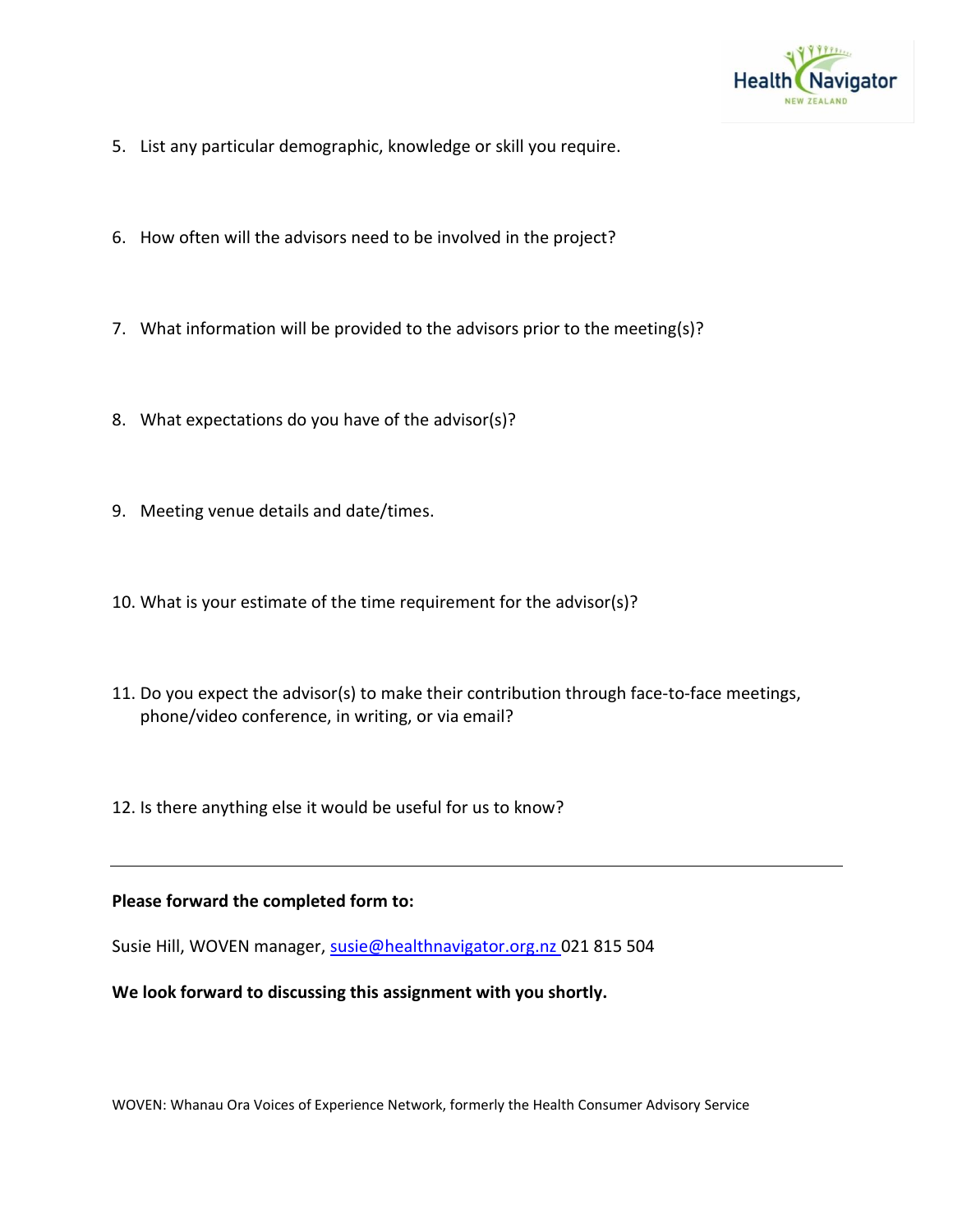5. List any particular demographic, knowledge or skill you require.

6. How often will the advisors need to be involved in the project?

7. What information will be provided to the advisors prior to the meeting(s)?

8. What expectations do you have of the advisor(s)?

9. Meeting venue details and date/times.

10. What is your estimate of the time requirement for the advisor(s)?

11. Do you expect the advisor(s) to make their contribution through face-to-face meetings, phone/video conference, in writing, or via email?

12. Is there anything else it would be useful for us to know?

---

**Please forward the completed form to:**

Susie Hill, WOVEN manager, susie@healthnavigator.org.nz 021 815 504

**We look forward to discussing this assignment with you shortly.**

WOVEN: Whanau Ora Voices of Experience Network, formerly the Health Consumer Advisory Service